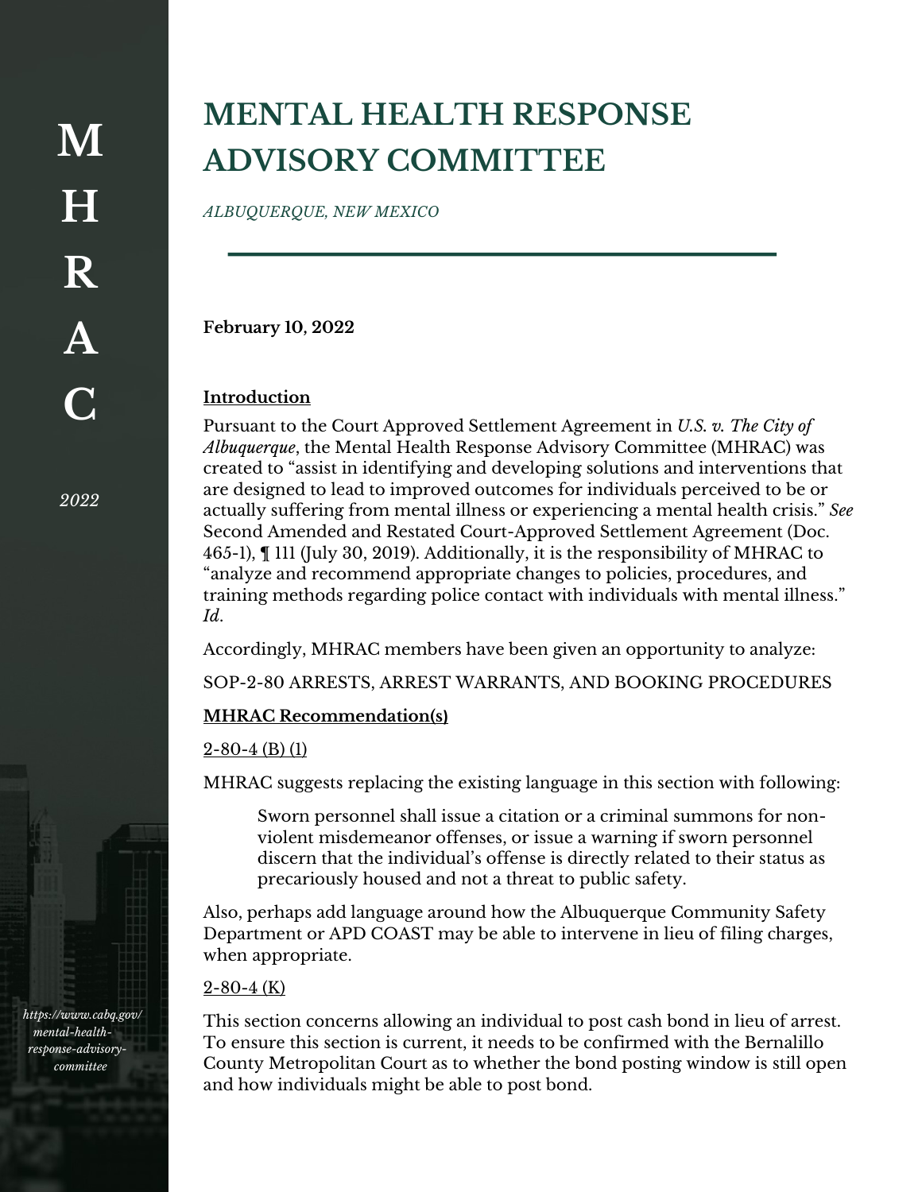# MENTAL HEALTH RESPONSE ADVISORY COMMITTEE

*ALBUQUERQUE, NEW MEXICO*

**February 10, 2022**

**Introduction**

Pursuant to the Court Approved Settlement Agreement in *U.S. v. The City of Albuquerque*, the Mental Health Response Advisory Committee (MHRAC) was created to "assist in identifying and developing solutions and interventions that are designed to lead to improved outcomes for individuals perceived to be or actually suffering from mental illness or experiencing a mental health crisis." *See* Second Amended and Restated Court-Approved Settlement Agreement (Doc. 465-1), ¶ 111 (July 30, 2019). Additionally, it is the responsibility of MHRAC to "analyze and recommend appropriate changes to policies, procedures, and training methods regarding police contact with individuals with mental illness." *Id*.

Accordingly, MHRAC members have been given an opportunity to analyze:

SOP-2-80 ARRESTS, ARREST WARRANTS, AND BOOKING PROCEDURES

**MHRAC Recommendation(s)**

2-80-4 (B) (1)

MHRAC suggests replacing the existing language in this section with following:

> Sworn personnel shall issue a citation or a criminal summons for non-violent misdemeanor offenses, or issue a warning if sworn personnel discern that the individual's offense is directly related to their status as precariously housed and not a threat to public safety.

Also, perhaps add language around how the Albuquerque Community Safety Department or APD COAST may be able to intervene in lieu of filing charges, when appropriate.

2-80-4 (K)

This section concerns allowing an individual to post cash bond in lieu of arrest. To ensure this section is current, it needs to be confirmed with the Bernalillo County Metropolitan Court as to whether the bond posting window is still open and how individuals might be able to post bond.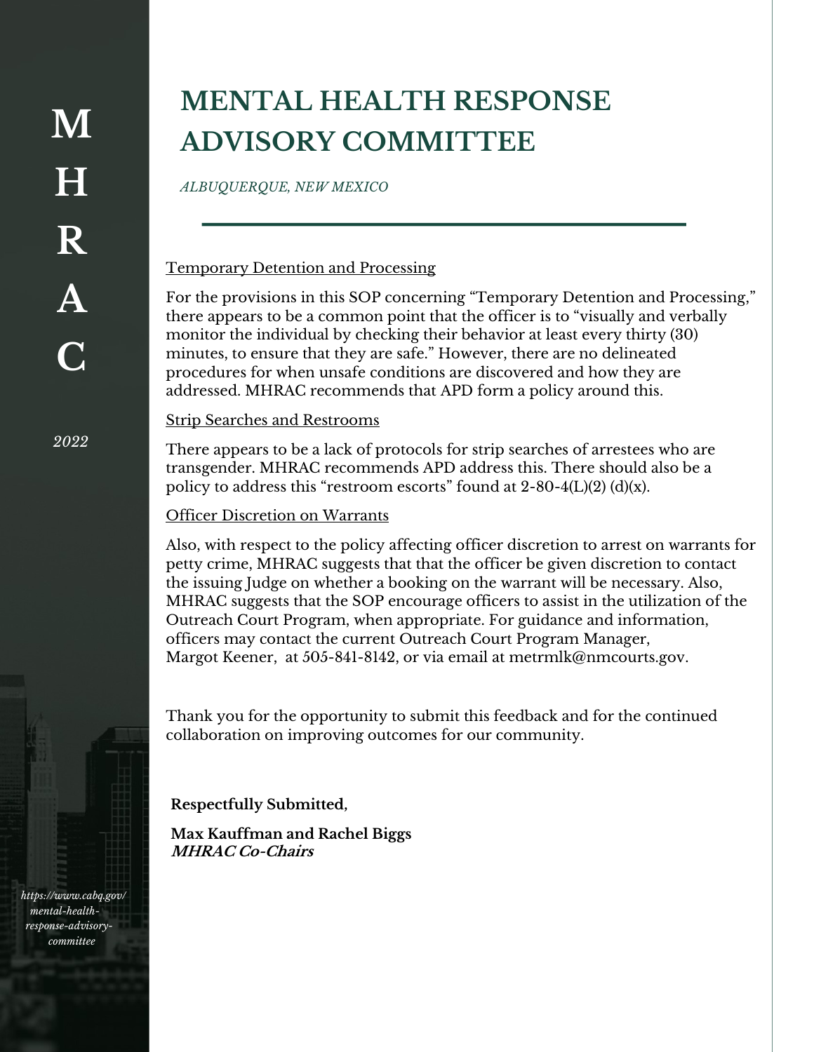# MENTAL HEALTH RESPONSE ADVISORY COMMITTEE

*ALBUQUERQUE, NEW MEXICO*

M H R A C

*2022*

Temporary Detention and Processing

For the provisions in this SOP concerning "Temporary Detention and Processing," there appears to be a common point that the officer is to "visually and verbally monitor the individual by checking their behavior at least every thirty (30) minutes, to ensure that they are safe." However, there are no delineated procedures for when unsafe conditions are discovered and how they are addressed. MHRAC recommends that APD form a policy around this.

Strip Searches and Restrooms

There appears to be a lack of protocols for strip searches of arrestees who are transgender. MHRAC recommends APD address this. There should also be a policy to address this "restroom escorts" found at 2-80-4(L)(2) (d)(x).

Officer Discretion on Warrants

Also, with respect to the policy affecting officer discretion to arrest on warrants for petty crime, MHRAC suggests that that the officer be given discretion to contact the issuing Judge on whether a booking on the warrant will be necessary. Also, MHRAC suggests that the SOP encourage officers to assist in the utilization of the Outreach Court Program, when appropriate. For guidance and information, officers may contact the current Outreach Court Program Manager, Margot Keener, at 505-841-8142, or via email at metrmlk@nmcourts.gov.

Thank you for the opportunity to submit this feedback and for the continued collaboration on improving outcomes for our community.

**Respectfully Submitted,**

**Max Kauffman and Rachel Biggs**
***MHRAC Co-Chairs***

*https://www.cabq.gov/mental-health-response-advisory-committee*